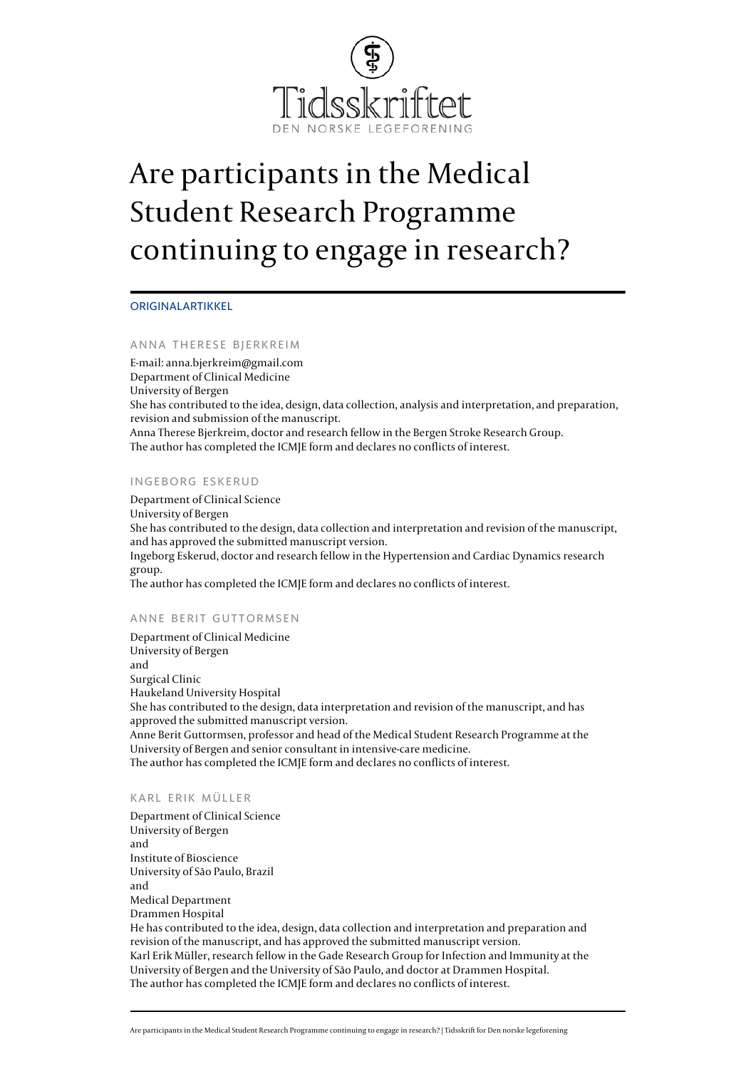# Are participants in the Medical Student Research Programme continuing to engage in research?

ORIGINALARTIKKEL

### ANNA THERESE BJERKREIM

E-mail: anna.bjerkreim@gmail.com
Department of Clinical Medicine
University of Bergen
She has contributed to the idea, design, data collection, analysis and interpretation, and preparation, revision and submission of the manuscript.
Anna Therese Bjerkreim, doctor and research fellow in the Bergen Stroke Research Group.
The author has completed the ICMJE form and declares no conflicts of interest.

### INGEBORG ESKERUD

Department of Clinical Science
University of Bergen
She has contributed to the design, data collection and interpretation and revision of the manuscript, and has approved the submitted manuscript version.
Ingeborg Eskerud, doctor and research fellow in the Hypertension and Cardiac Dynamics research group.
The author has completed the ICMJE form and declares no conflicts of interest.

### ANNE BERIT GUTTORMSEN

Department of Clinical Medicine
University of Bergen
and
Surgical Clinic
Haukeland University Hospital
She has contributed to the design, data interpretation and revision of the manuscript, and has approved the submitted manuscript version.
Anne Berit Guttormsen, professor and head of the Medical Student Research Programme at the University of Bergen and senior consultant in intensive-care medicine.
The author has completed the ICMJE form and declares no conflicts of interest.

### KARL ERIK MÜLLER

Department of Clinical Science
University of Bergen
and
Institute of Bioscience
University of São Paulo, Brazil
and
Medical Department
Drammen Hospital
He has contributed to the idea, design, data collection and interpretation and preparation and revision of the manuscript, and has approved the submitted manuscript version.
Karl Erik Müller, research fellow in the Gade Research Group for Infection and Immunity at the University of Bergen and the University of São Paulo, and doctor at Drammen Hospital.
The author has completed the ICMJE form and declares no conflicts of interest.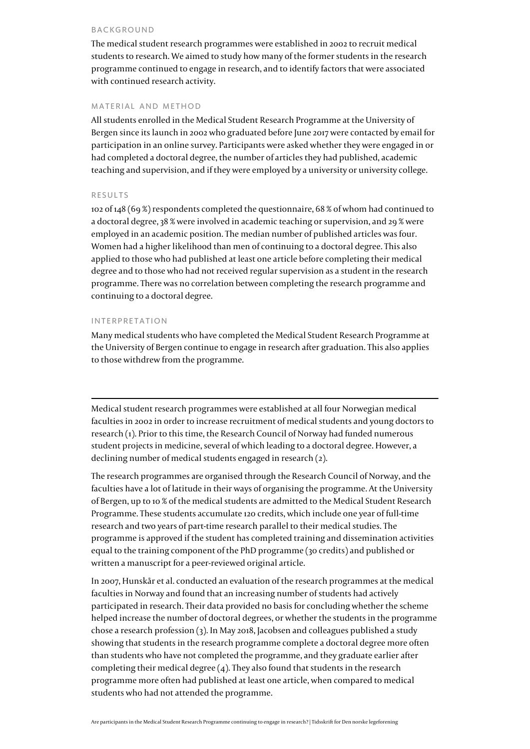### BACKGROUND

The medical student research programmes were established in 2002 to recruit medical students to research. We aimed to study how many of the former students in the research programme continued to engage in research, and to identify factors that were associated with continued research activity.

### MATERIAL AND METHOD

All students enrolled in the Medical Student Research Programme at the University of Bergen since its launch in 2002 who graduated before June 2017 were contacted by email for participation in an online survey. Participants were asked whether they were engaged in or had completed a doctoral degree, the number of articles they had published, academic teaching and supervision, and if they were employed by a university or university college.

### RESULTS

102 of 148 (69 %) respondents completed the questionnaire, 68 % of whom had continued to a doctoral degree, 38 % were involved in academic teaching or supervision, and 29 % were employed in an academic position. The median number of published articles was four. Women had a higher likelihood than men of continuing to a doctoral degree. This also applied to those who had published at least one article before completing their medical degree and to those who had not received regular supervision as a student in the research programme. There was no correlation between completing the research programme and continuing to a doctoral degree.

### INTERPRETATION

Many medical students who have completed the Medical Student Research Programme at the University of Bergen continue to engage in research after graduation. This also applies to those withdrew from the programme.

---

Medical student research programmes were established at all four Norwegian medical faculties in 2002 in order to increase recruitment of medical students and young doctors to research (1). Prior to this time, the Research Council of Norway had funded numerous student projects in medicine, several of which leading to a doctoral degree. However, a declining number of medical students engaged in research (2).

The research programmes are organised through the Research Council of Norway, and the faculties have a lot of latitude in their ways of organising the programme. At the University of Bergen, up to 10 % of the medical students are admitted to the Medical Student Research Programme. These students accumulate 120 credits, which include one year of full-time research and two years of part-time research parallel to their medical studies. The programme is approved if the student has completed training and dissemination activities equal to the training component of the PhD programme (30 credits) and published or written a manuscript for a peer-reviewed original article.

In 2007, Hunskår et al. conducted an evaluation of the research programmes at the medical faculties in Norway and found that an increasing number of students had actively participated in research. Their data provided no basis for concluding whether the scheme helped increase the number of doctoral degrees, or whether the students in the programme chose a research profession (3). In May 2018, Jacobsen and colleagues published a study showing that students in the research programme complete a doctoral degree more often than students who have not completed the programme, and they graduate earlier after completing their medical degree (4). They also found that students in the research programme more often had published at least one article, when compared to medical students who had not attended the programme.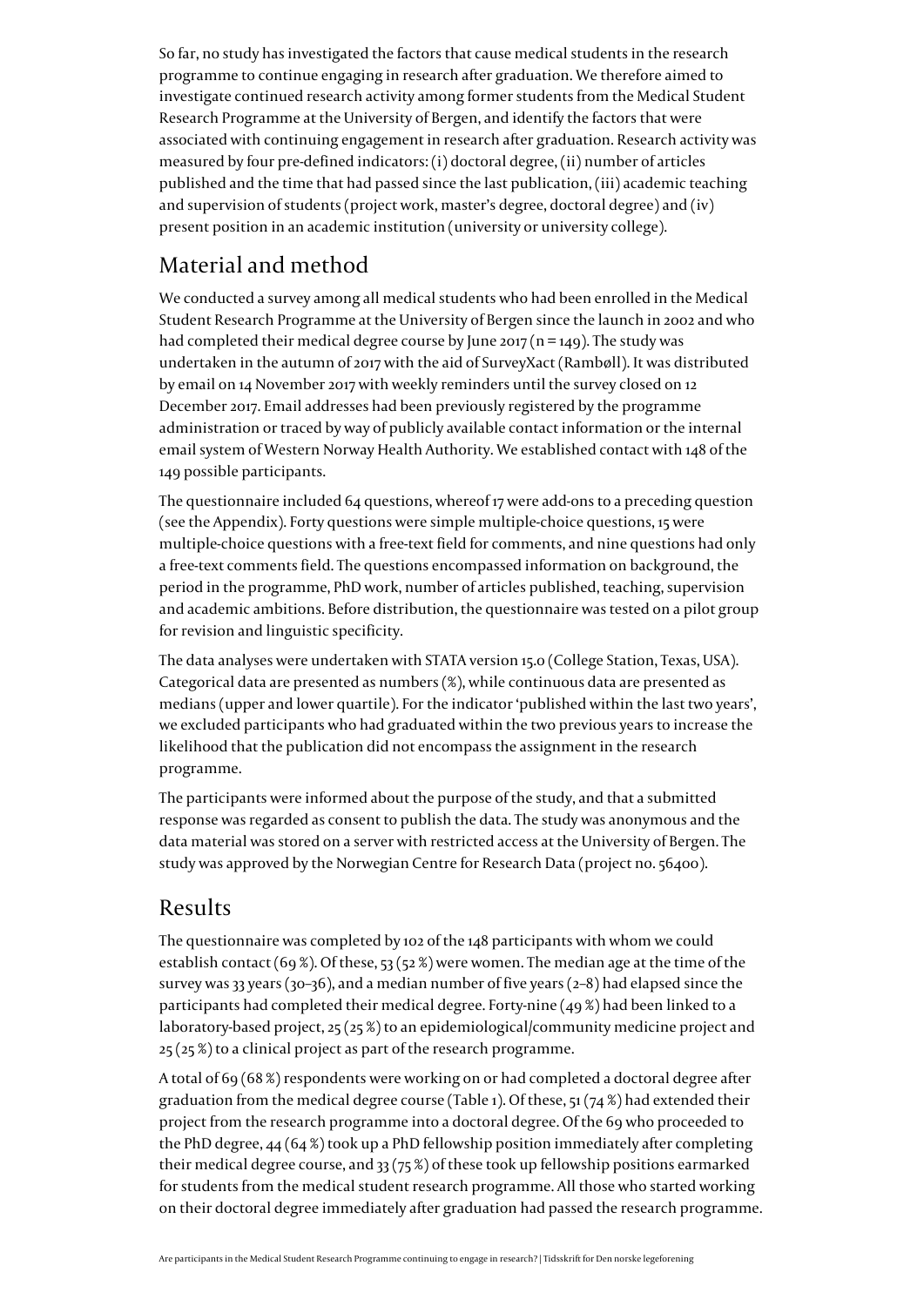So far, no study has investigated the factors that cause medical students in the research programme to continue engaging in research after graduation. We therefore aimed to investigate continued research activity among former students from the Medical Student Research Programme at the University of Bergen, and identify the factors that were associated with continuing engagement in research after graduation. Research activity was measured by four pre-defined indicators: (i) doctoral degree, (ii) number of articles published and the time that had passed since the last publication, (iii) academic teaching and supervision of students (project work, master's degree, doctoral degree) and (iv) present position in an academic institution (university or university college).

## Material and method

We conducted a survey among all medical students who had been enrolled in the Medical Student Research Programme at the University of Bergen since the launch in 2002 and who had completed their medical degree course by June 2017 (n = 149). The study was undertaken in the autumn of 2017 with the aid of SurveyXact (Rambøll). It was distributed by email on 14 November 2017 with weekly reminders until the survey closed on 12 December 2017. Email addresses had been previously registered by the programme administration or traced by way of publicly available contact information or the internal email system of Western Norway Health Authority. We established contact with 148 of the 149 possible participants.

The questionnaire included 64 questions, whereof 17 were add-ons to a preceding question (see the Appendix). Forty questions were simple multiple-choice questions, 15 were multiple-choice questions with a free-text field for comments, and nine questions had only a free-text comments field. The questions encompassed information on background, the period in the programme, PhD work, number of articles published, teaching, supervision and academic ambitions. Before distribution, the questionnaire was tested on a pilot group for revision and linguistic specificity.

The data analyses were undertaken with STATA version 15.0 (College Station, Texas, USA). Categorical data are presented as numbers (%), while continuous data are presented as medians (upper and lower quartile). For the indicator 'published within the last two years', we excluded participants who had graduated within the two previous years to increase the likelihood that the publication did not encompass the assignment in the research programme.

The participants were informed about the purpose of the study, and that a submitted response was regarded as consent to publish the data. The study was anonymous and the data material was stored on a server with restricted access at the University of Bergen. The study was approved by the Norwegian Centre for Research Data (project no. 56400).

## Results

The questionnaire was completed by 102 of the 148 participants with whom we could establish contact (69 %). Of these, 53 (52 %) were women. The median age at the time of the survey was 33 years (30–36), and a median number of five years (2–8) had elapsed since the participants had completed their medical degree. Forty-nine (49 %) had been linked to a laboratory-based project, 25 (25 %) to an epidemiological/community medicine project and 25 (25 %) to a clinical project as part of the research programme.

A total of 69 (68 %) respondents were working on or had completed a doctoral degree after graduation from the medical degree course (Table 1). Of these, 51 (74 %) had extended their project from the research programme into a doctoral degree. Of the 69 who proceeded to the PhD degree, 44 (64 %) took up a PhD fellowship position immediately after completing their medical degree course, and 33 (75 %) of these took up fellowship positions earmarked for students from the medical student research programme. All those who started working on their doctoral degree immediately after graduation had passed the research programme.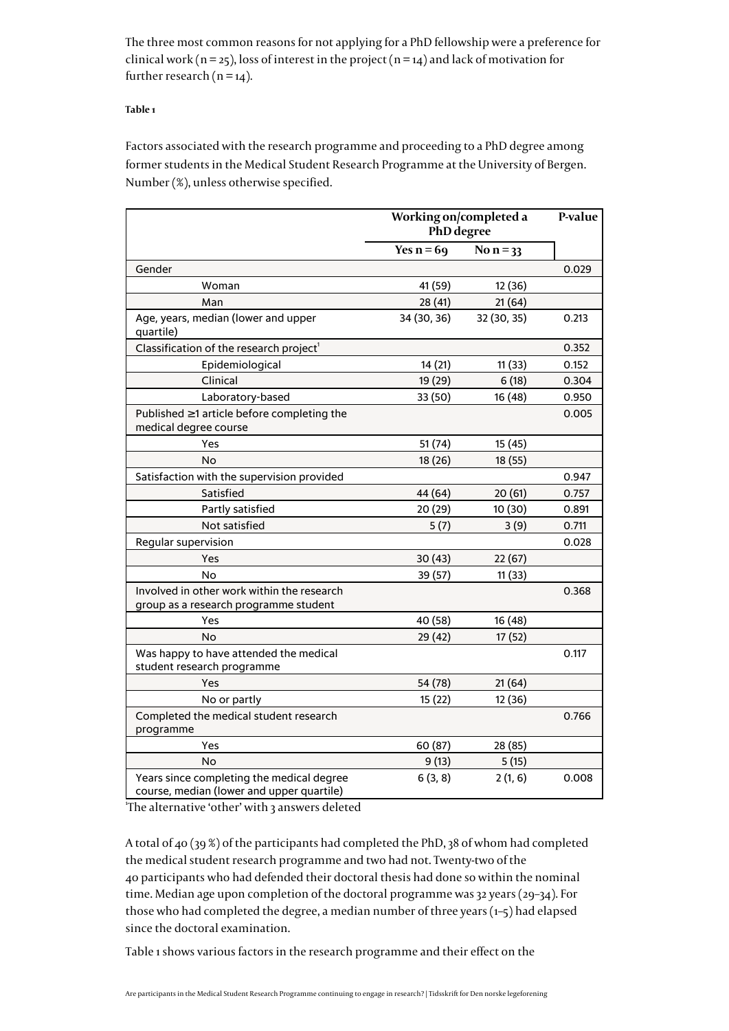The three most common reasons for not applying for a PhD fellowship were a preference for clinical work (n = 25), loss of interest in the project (n = 14) and lack of motivation for further research (n = 14).

**Table 1**

Factors associated with the research programme and proceeding to a PhD degree among former students in the Medical Student Research Programme at the University of Bergen. Number (%), unless otherwise specified.

| | Working on/completed a PhD degree | | P-value |
|---|---|---|---|
| | Yes n = 69 | No n = 33 | |
| Gender | | | 0.029 |
| Woman | 41 (59) | 12 (36) | |
| Man | 28 (41) | 21 (64) | |
| Age, years, median (lower and upper quartile) | 34 (30, 36) | 32 (30, 35) | 0.213 |
| Classification of the research project[1] | | | 0.352 |
| Epidemiological | 14 (21) | 11 (33) | 0.152 |
| Clinical | 19 (29) | 6 (18) | 0.304 |
| Laboratory-based | 33 (50) | 16 (48) | 0.950 |
| Published ≥1 article before completing the medical degree course | | | 0.005 |
| Yes | 51 (74) | 15 (45) | |
| No | 18 (26) | 18 (55) | |
| Satisfaction with the supervision provided | | | 0.947 |
| Satisfied | 44 (64) | 20 (61) | 0.757 |
| Partly satisfied | 20 (29) | 10 (30) | 0.891 |
| Not satisfied | 5 (7) | 3 (9) | 0.711 |
| Regular supervision | | | 0.028 |
| Yes | 30 (43) | 22 (67) | |
| No | 39 (57) | 11 (33) | |
| Involved in other work within the research group as a research programme student | | | 0.368 |
| Yes | 40 (58) | 16 (48) | |
| No | 29 (42) | 17 (52) | |
| Was happy to have attended the medical student research programme | | | 0.117 |
| Yes | 54 (78) | 21 (64) | |
| No or partly | 15 (22) | 12 (36) | |
| Completed the medical student research programme | | | 0.766 |
| Yes | 60 (87) | 28 (85) | |
| No | 9 (13) | 5 (15) | |
| Years since completing the medical degree course, median (lower and upper quartile) | 6 (3, 8) | 2 (1, 6) | 0.008 |

[1]The alternative 'other' with 3 answers deleted

A total of 40 (39 %) of the participants had completed the PhD, 38 of whom had completed the medical student research programme and two had not. Twenty-two of the 40 participants who had defended their doctoral thesis had done so within the nominal time. Median age upon completion of the doctoral programme was 32 years (29–34). For those who had completed the degree, a median number of three years (1–5) had elapsed since the doctoral examination.

Table 1 shows various factors in the research programme and their effect on the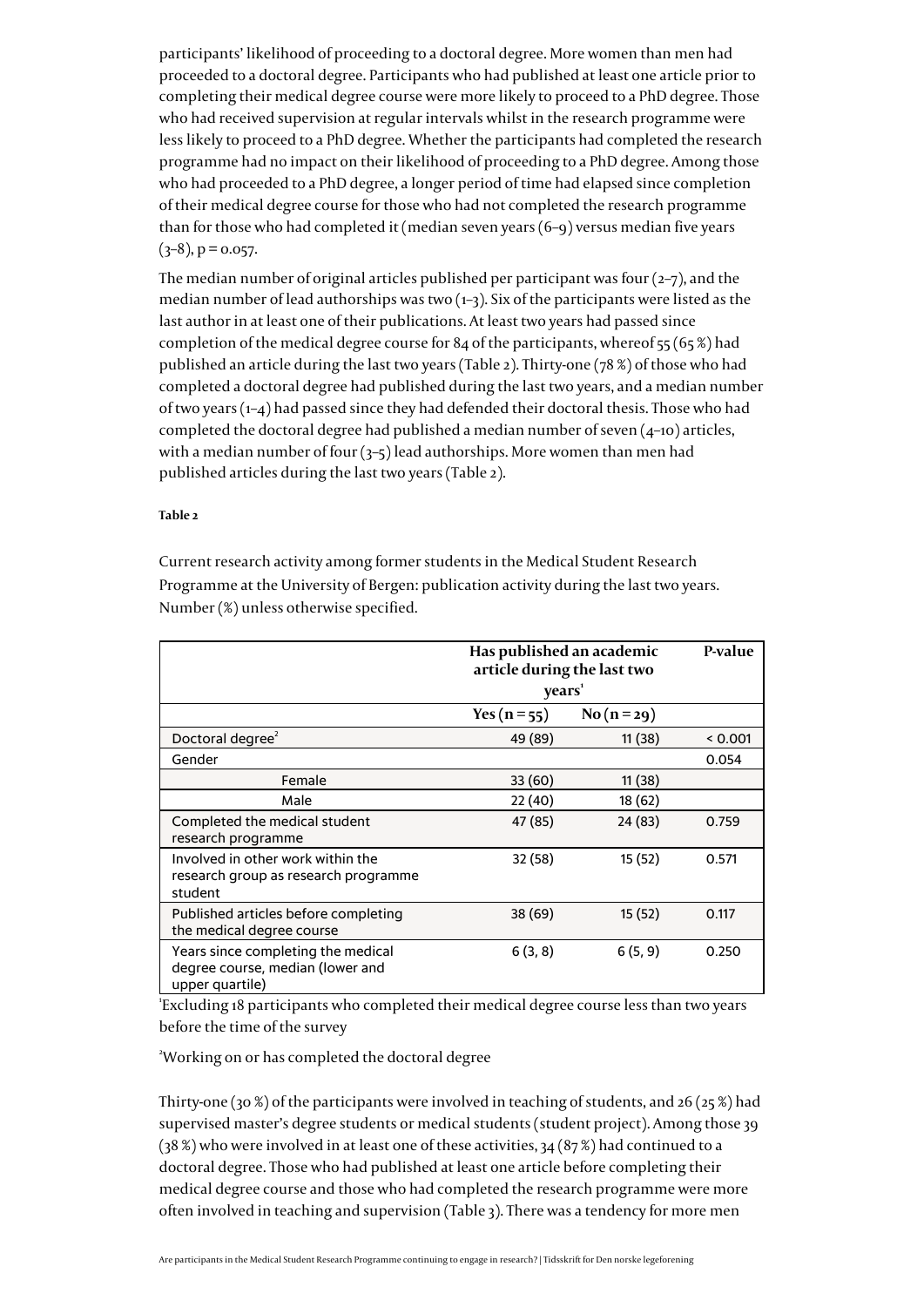participants' likelihood of proceeding to a doctoral degree. More women than men had proceeded to a doctoral degree. Participants who had published at least one article prior to completing their medical degree course were more likely to proceed to a PhD degree. Those who had received supervision at regular intervals whilst in the research programme were less likely to proceed to a PhD degree. Whether the participants had completed the research programme had no impact on their likelihood of proceeding to a PhD degree. Among those who had proceeded to a PhD degree, a longer period of time had elapsed since completion of their medical degree course for those who had not completed the research programme than for those who had completed it (median seven years (6–9) versus median five years (3–8), $p = 0.057$.

The median number of original articles published per participant was four (2–7), and the median number of lead authorships was two (1–3). Six of the participants were listed as the last author in at least one of their publications. At least two years had passed since completion of the medical degree course for 84 of the participants, whereof 55 (65 %) had published an article during the last two years (Table 2). Thirty-one (78 %) of those who had completed a doctoral degree had published during the last two years, and a median number of two years (1–4) had passed since they had defended their doctoral thesis. Those who had completed the doctoral degree had published a median number of seven (4–10) articles, with a median number of four (3–5) lead authorships. More women than men had published articles during the last two years (Table 2).

**Table 2**

Current research activity among former students in the Medical Student Research Programme at the University of Bergen: publication activity during the last two years. Number (%) unless otherwise specified.

| | Has published an academic article during the last two years[1] | | P-value |
|---|---|---|---|
| | Yes (n = 55) | No (n = 29) | |
| Doctoral degree[2] | 49 (89) | 11 (38) | < 0.001 |
| Gender | | | 0.054 |
| Female | 33 (60) | 11 (38) | |
| Male | 22 (40) | 18 (62) | |
| Completed the medical student research programme | 47 (85) | 24 (83) | 0.759 |
| Involved in other work within the research group as research programme student | 32 (58) | 15 (52) | 0.571 |
| Published articles before completing the medical degree course | 38 (69) | 15 (52) | 0.117 |
| Years since completing the medical degree course, median (lower and upper quartile) | 6 (3, 8) | 6 (5, 9) | 0.250 |

[1]Excluding 18 participants who completed their medical degree course less than two years before the time of the survey

[2]Working on or has completed the doctoral degree

Thirty-one (30 %) of the participants were involved in teaching of students, and 26 (25 %) had supervised master's degree students or medical students (student project). Among those 39 (38 %) who were involved in at least one of these activities, 34 (87 %) had continued to a doctoral degree. Those who had published at least one article before completing their medical degree course and those who had completed the research programme were more often involved in teaching and supervision (Table 3). There was a tendency for more men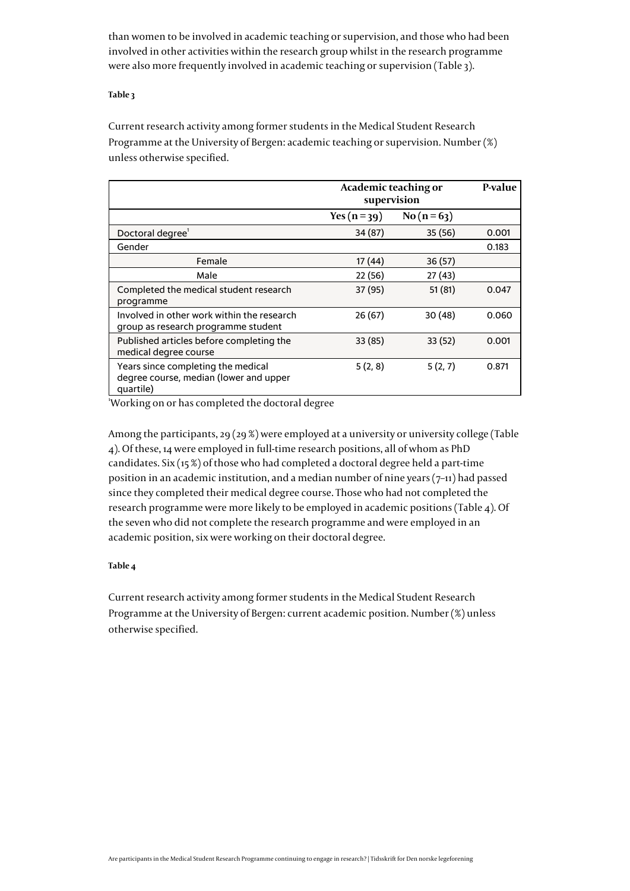than women to be involved in academic teaching or supervision, and those who had been involved in other activities within the research group whilst in the research programme were also more frequently involved in academic teaching or supervision (Table 3).

**Table 3**

Current research activity among former students in the Medical Student Research Programme at the University of Bergen: academic teaching or supervision. Number (%) unless otherwise specified.

| | Academic teaching or supervision | | P-value |
|---|---|---|---|
| | **Yes (n = 39)** | **No (n = 63)** | |
| Doctoral degree[1] | 34 (87) | 35 (56) | 0.001 |
| Gender | | | 0.183 |
| Female | 17 (44) | 36 (57) | |
| Male | 22 (56) | 27 (43) | |
| Completed the medical student research programme | 37 (95) | 51 (81) | 0.047 |
| Involved in other work within the research group as research programme student | 26 (67) | 30 (48) | 0.060 |
| Published articles before completing the medical degree course | 33 (85) | 33 (52) | 0.001 |
| Years since completing the medical degree course, median (lower and upper quartile) | 5 (2, 8) | 5 (2, 7) | 0.871 |

[1]Working on or has completed the doctoral degree

Among the participants, 29 (29 %) were employed at a university or university college (Table 4). Of these, 14 were employed in full-time research positions, all of whom as PhD candidates. Six (15 %) of those who had completed a doctoral degree held a part-time position in an academic institution, and a median number of nine years (7–11) had passed since they completed their medical degree course. Those who had not completed the research programme were more likely to be employed in academic positions (Table 4). Of the seven who did not complete the research programme and were employed in an academic position, six were working on their doctoral degree.

**Table 4**

Current research activity among former students in the Medical Student Research Programme at the University of Bergen: current academic position. Number (%) unless otherwise specified.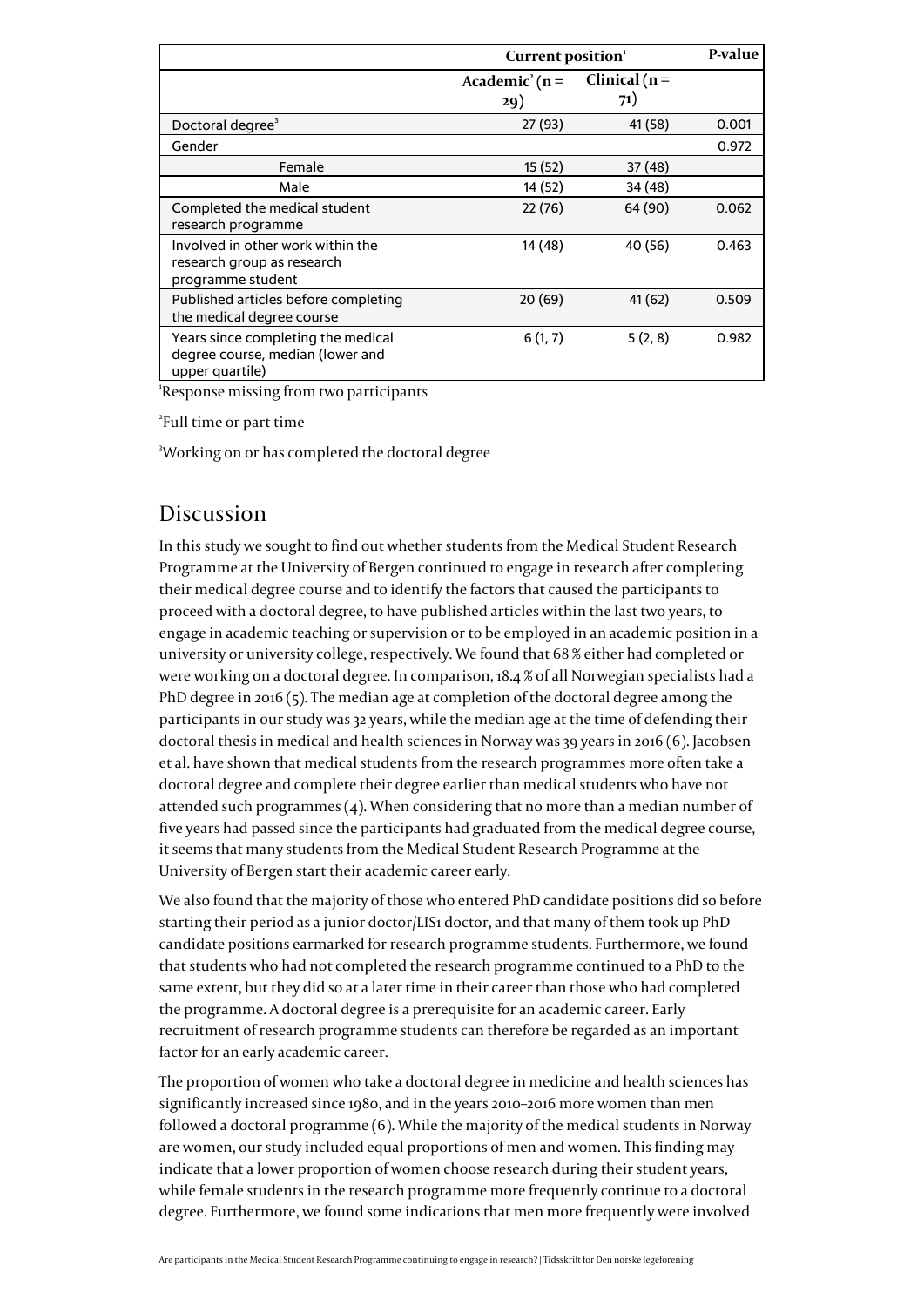| | Current position[1] | | P-value |
|---|---|---|---|
| | Academic[2] (n = 29) | Clinical (n = 71) | |
| Doctoral degree[3] | 27 (93) | 41 (58) | 0.001 |
| Gender | | | 0.972 |
| Female | 15 (52) | 37 (48) | |
| Male | 14 (52) | 34 (48) | |
| Completed the medical student research programme | 22 (76) | 64 (90) | 0.062 |
| Involved in other work within the research group as research programme student | 14 (48) | 40 (56) | 0.463 |
| Published articles before completing the medical degree course | 20 (69) | 41 (62) | 0.509 |
| Years since completing the medical degree course, median (lower and upper quartile) | 6 (1, 7) | 5 (2, 8) | 0.982 |

[1]Response missing from two participants

[2]Full time or part time

[3]Working on or has completed the doctoral degree

## Discussion

In this study we sought to find out whether students from the Medical Student Research Programme at the University of Bergen continued to engage in research after completing their medical degree course and to identify the factors that caused the participants to proceed with a doctoral degree, to have published articles within the last two years, to engage in academic teaching or supervision or to be employed in an academic position in a university or university college, respectively. We found that 68 % either had completed or were working on a doctoral degree. In comparison, 18.4 % of all Norwegian specialists had a PhD degree in 2016 (5). The median age at completion of the doctoral degree among the participants in our study was 32 years, while the median age at the time of defending their doctoral thesis in medical and health sciences in Norway was 39 years in 2016 (6). Jacobsen et al. have shown that medical students from the research programmes more often take a doctoral degree and complete their degree earlier than medical students who have not attended such programmes (4). When considering that no more than a median number of five years had passed since the participants had graduated from the medical degree course, it seems that many students from the Medical Student Research Programme at the University of Bergen start their academic career early.

We also found that the majority of those who entered PhD candidate positions did so before starting their period as a junior doctor/LIS1 doctor, and that many of them took up PhD candidate positions earmarked for research programme students. Furthermore, we found that students who had not completed the research programme continued to a PhD to the same extent, but they did so at a later time in their career than those who had completed the programme. A doctoral degree is a prerequisite for an academic career. Early recruitment of research programme students can therefore be regarded as an important factor for an early academic career.

The proportion of women who take a doctoral degree in medicine and health sciences has significantly increased since 1980, and in the years 2010–2016 more women than men followed a doctoral programme (6). While the majority of the medical students in Norway are women, our study included equal proportions of men and women. This finding may indicate that a lower proportion of women choose research during their student years, while female students in the research programme more frequently continue to a doctoral degree. Furthermore, we found some indications that men more frequently were involved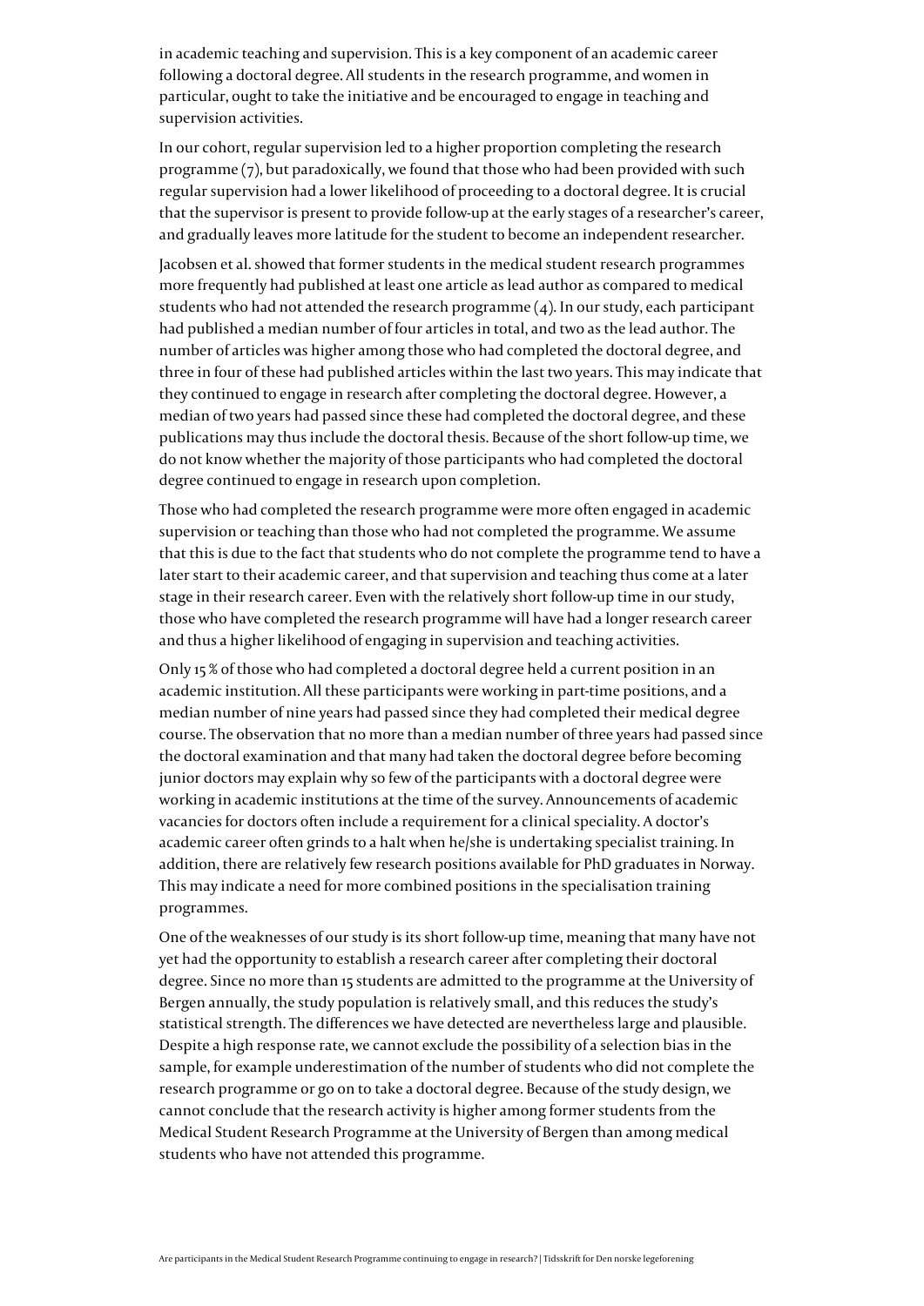in academic teaching and supervision. This is a key component of an academic career following a doctoral degree. All students in the research programme, and women in particular, ought to take the initiative and be encouraged to engage in teaching and supervision activities.

In our cohort, regular supervision led to a higher proportion completing the research programme (7), but paradoxically, we found that those who had been provided with such regular supervision had a lower likelihood of proceeding to a doctoral degree. It is crucial that the supervisor is present to provide follow-up at the early stages of a researcher's career, and gradually leaves more latitude for the student to become an independent researcher.

Jacobsen et al. showed that former students in the medical student research programmes more frequently had published at least one article as lead author as compared to medical students who had not attended the research programme (4). In our study, each participant had published a median number of four articles in total, and two as the lead author. The number of articles was higher among those who had completed the doctoral degree, and three in four of these had published articles within the last two years. This may indicate that they continued to engage in research after completing the doctoral degree. However, a median of two years had passed since these had completed the doctoral degree, and these publications may thus include the doctoral thesis. Because of the short follow-up time, we do not know whether the majority of those participants who had completed the doctoral degree continued to engage in research upon completion.

Those who had completed the research programme were more often engaged in academic supervision or teaching than those who had not completed the programme. We assume that this is due to the fact that students who do not complete the programme tend to have a later start to their academic career, and that supervision and teaching thus come at a later stage in their research career. Even with the relatively short follow-up time in our study, those who have completed the research programme will have had a longer research career and thus a higher likelihood of engaging in supervision and teaching activities.

Only 15 % of those who had completed a doctoral degree held a current position in an academic institution. All these participants were working in part-time positions, and a median number of nine years had passed since they had completed their medical degree course. The observation that no more than a median number of three years had passed since the doctoral examination and that many had taken the doctoral degree before becoming junior doctors may explain why so few of the participants with a doctoral degree were working in academic institutions at the time of the survey. Announcements of academic vacancies for doctors often include a requirement for a clinical speciality. A doctor's academic career often grinds to a halt when he/she is undertaking specialist training. In addition, there are relatively few research positions available for PhD graduates in Norway. This may indicate a need for more combined positions in the specialisation training programmes.

One of the weaknesses of our study is its short follow-up time, meaning that many have not yet had the opportunity to establish a research career after completing their doctoral degree. Since no more than 15 students are admitted to the programme at the University of Bergen annually, the study population is relatively small, and this reduces the study's statistical strength. The differences we have detected are nevertheless large and plausible. Despite a high response rate, we cannot exclude the possibility of a selection bias in the sample, for example underestimation of the number of students who did not complete the research programme or go on to take a doctoral degree. Because of the study design, we cannot conclude that the research activity is higher among former students from the Medical Student Research Programme at the University of Bergen than among medical students who have not attended this programme.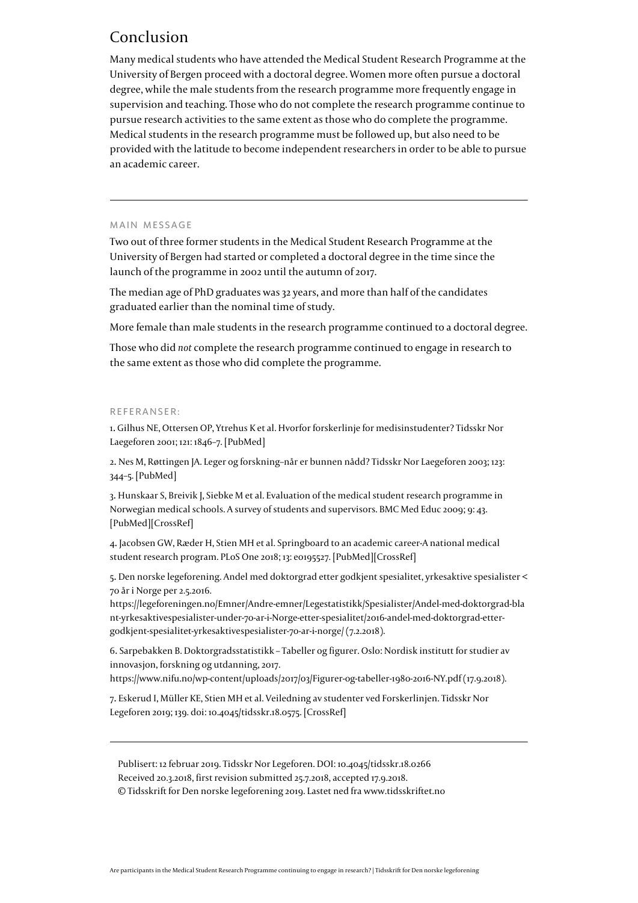## Conclusion

Many medical students who have attended the Medical Student Research Programme at the University of Bergen proceed with a doctoral degree. Women more often pursue a doctoral degree, while the male students from the research programme more frequently engage in supervision and teaching. Those who do not complete the research programme continue to pursue research activities to the same extent as those who do complete the programme. Medical students in the research programme must be followed up, but also need to be provided with the latitude to become independent researchers in order to be able to pursue an academic career.

---

### MAIN MESSAGE

Two out of three former students in the Medical Student Research Programme at the University of Bergen had started or completed a doctoral degree in the time since the launch of the programme in 2002 until the autumn of 2017.

The median age of PhD graduates was 32 years, and more than half of the candidates graduated earlier than the nominal time of study.

More female than male students in the research programme continued to a doctoral degree.

Those who did *not* complete the research programme continued to engage in research to the same extent as those who did complete the programme.

### REFERANSER:

1. Gilhus NE, Ottersen OP, Ytrehus K et al. Hvorfor forskerlinje for medisinstudenter? Tidsskr Nor Laegeforen 2001; 121: 1846–7. [PubMed]

2. Nes M, Røttingen JA. Leger og forskning–når er bunnen nådd? Tidsskr Nor Laegeforen 2003; 123: 344–5. [PubMed]

3. Hunskaar S, Breivik J, Siebke M et al. Evaluation of the medical student research programme in Norwegian medical schools. A survey of students and supervisors. BMC Med Educ 2009; 9: 43. [PubMed][CrossRef]

4. Jacobsen GW, Ræder H, Stien MH et al. Springboard to an academic career-A national medical student research program. PLoS One 2018; 13: e0195527. [PubMed][CrossRef]

5. Den norske legeforening. Andel med doktorgrad etter godkjent spesialitet, yrkesaktive spesialister < 70 år i Norge per 2.5.2016. https://legeforeningen.no/Emner/Andre-emner/Legestatistikk/Spesialister/Andel-med-doktorgrad-blant-yrkesaktivespesialister-under-70-ar-i-Norge-etter-spesialitet/2016-andel-med-doktorgrad-etter-godkjent-spesialitet-yrkesaktivespesialister-70-ar-i-norge/ (7.2.2018).

6. Sarpebakken B. Doktorgradsstatistikk – Tabeller og figurer. Oslo: Nordisk institutt for studier av innovasjon, forskning og utdanning, 2017. https://www.nifu.no/wp-content/uploads/2017/03/Figurer-og-tabeller-1980-2016-NY.pdf (17.9.2018).

7. Eskerud I, Müller KE, Stien MH et al. Veiledning av studenter ved Forskerlinjen. Tidsskr Nor Legeforen 2019; 139. doi: 10.4045/tidsskr.18.0575. [CrossRef]

---

Publisert: 12 februar 2019. Tidsskr Nor Legeforen. DOI: 10.4045/tidsskr.18.0266
Received 20.3.2018, first revision submitted 25.7.2018, accepted 17.9.2018.
© Tidsskrift for Den norske legeforening 2019. Lastet ned fra www.tidsskriftet.no